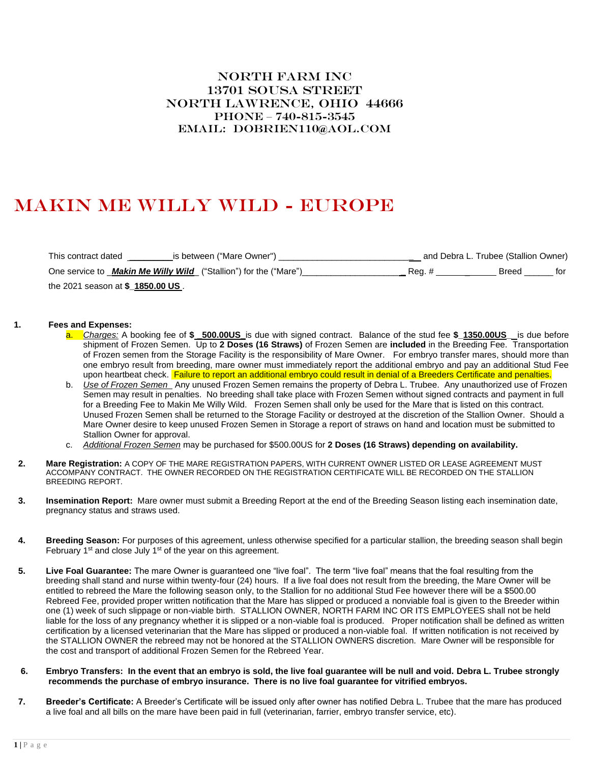NORTH FARM INC
13701 SOUSA STREET
NORTH LAWRENCE, OHIO 44666
PHONE – 740-815-3545
EMAIL: DOBRIEN110@AOL.COM

# MAKIN ME WILLY WILD - EUROPE

This contract dated __________ is between ("Mare Owner") ____________________________ and Debra L. Trubee (Stallion Owner)

One service to ***Makin Me Willy Wild*** ("Stallion") for the ("Mare")____________________ Reg. # ____________ Breed ______ for the 2021 season at **$ 1850.00 US** .

**1. Fees and Expenses:**

a. *Charges:* A booking fee of **$ 500.00US** is due with signed contract. Balance of the stud fee **$ 1350.00US** is due before shipment of Frozen Semen. Up to **2 Doses (16 Straws)** of Frozen Semen are **included** in the Breeding Fee. Transportation of Frozen semen from the Storage Facility is the responsibility of Mare Owner. For embryo transfer mares, should more than one embryo result from breeding, mare owner must immediately report the additional embryo and pay an additional Stud Fee upon heartbeat check. Failure to report an additional embryo could result in denial of a Breeders Certificate and penalties.

b. *Use of Frozen Semen* Any unused Frozen Semen remains the property of Debra L. Trubee. Any unauthorized use of Frozen Semen may result in penalties. No breeding shall take place with Frozen Semen without signed contracts and payment in full for a Breeding Fee to Makin Me Willy Wild. Frozen Semen shall only be used for the Mare that is listed on this contract. Unused Frozen Semen shall be returned to the Storage Facility or destroyed at the discretion of the Stallion Owner. Should a Mare Owner desire to keep unused Frozen Semen in Storage a report of straws on hand and location must be submitted to Stallion Owner for approval.

c. *Additional Frozen Semen* may be purchased for $500.00US for **2 Doses (16 Straws) depending on availability.**

**2. Mare Registration:** A COPY OF THE MARE REGISTRATION PAPERS, WITH CURRENT OWNER LISTED OR LEASE AGREEMENT MUST ACCOMPANY CONTRACT. THE OWNER RECORDED ON THE REGISTRATION CERTIFICATE WILL BE RECORDED ON THE STALLION BREEDING REPORT.

**3. Insemination Report:** Mare owner must submit a Breeding Report at the end of the Breeding Season listing each insemination date, pregnancy status and straws used.

**4. Breeding Season:** For purposes of this agreement, unless otherwise specified for a particular stallion, the breeding season shall begin February 1st and close July 1st of the year on this agreement.

**5. Live Foal Guarantee:** The mare Owner is guaranteed one "live foal". The term "live foal" means that the foal resulting from the breeding shall stand and nurse within twenty-four (24) hours. If a live foal does not result from the breeding, the Mare Owner will be entitled to rebreed the Mare the following season only, to the Stallion for no additional Stud Fee however there will be a $500.00 Rebreed Fee, provided proper written notification that the Mare has slipped or produced a nonviable foal is given to the Breeder within one (1) week of such slippage or non-viable birth. STALLION OWNER, NORTH FARM INC OR ITS EMPLOYEES shall not be held liable for the loss of any pregnancy whether it is slipped or a non-viable foal is produced. Proper notification shall be defined as written certification by a licensed veterinarian that the Mare has slipped or produced a non-viable foal. If written notification is not received by the STALLION OWNER the rebreed may not be honored at the STALLION OWNERS discretion. Mare Owner will be responsible for the cost and transport of additional Frozen Semen for the Rebreed Year.

**6. Embryo Transfers: In the event that an embryo is sold, the live foal guarantee will be null and void. Debra L. Trubee strongly recommends the purchase of embryo insurance. There is no live foal guarantee for vitrified embryos.**

**7. Breeder's Certificate:** A Breeder's Certificate will be issued only after owner has notified Debra L. Trubee that the mare has produced a live foal and all bills on the mare have been paid in full (veterinarian, farrier, embryo transfer service, etc).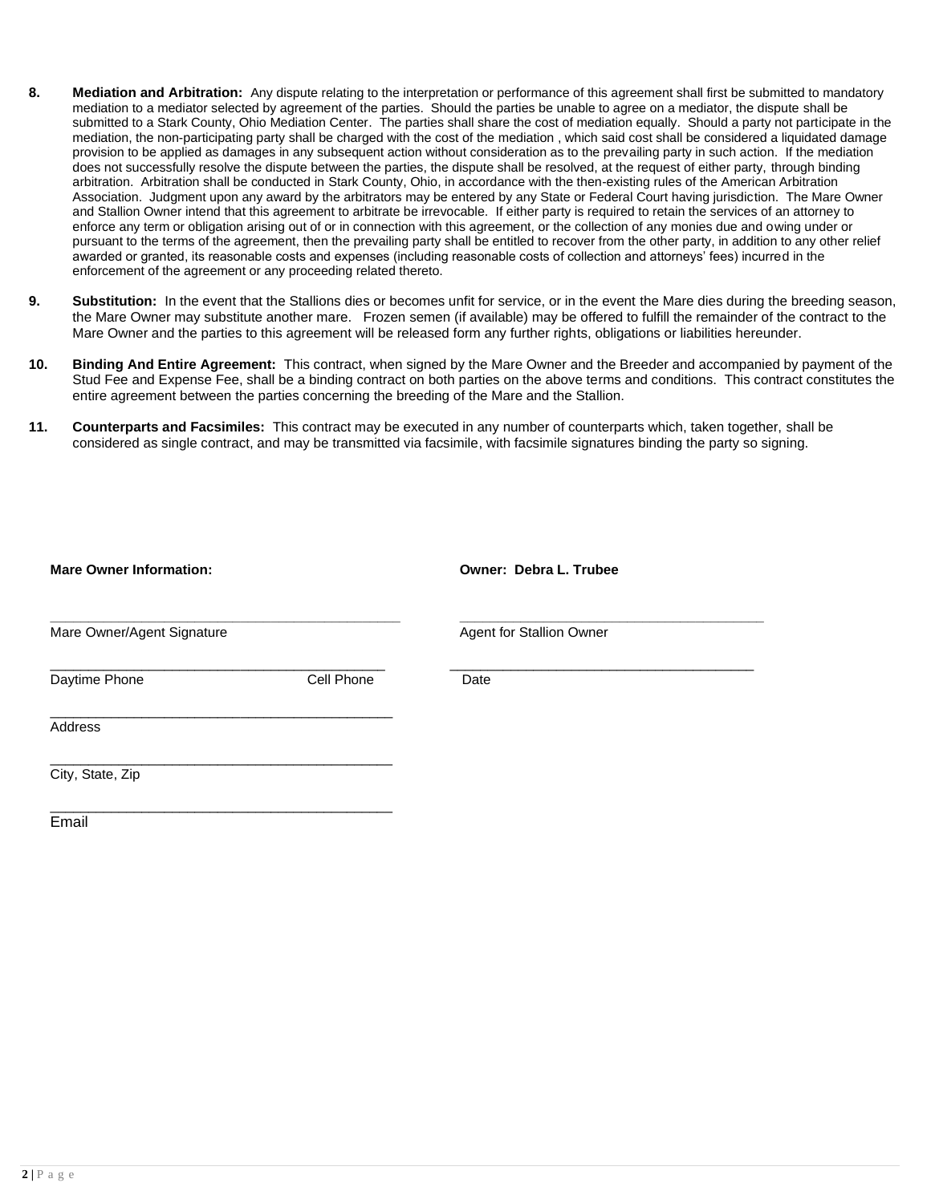8. **Mediation and Arbitration:** Any dispute relating to the interpretation or performance of this agreement shall first be submitted to mandatory mediation to a mediator selected by agreement of the parties. Should the parties be unable to agree on a mediator, the dispute shall be submitted to a Stark County, Ohio Mediation Center. The parties shall share the cost of mediation equally. Should a party not participate in the mediation, the non-participating party shall be charged with the cost of the mediation , which said cost shall be considered a liquidated damage provision to be applied as damages in any subsequent action without consideration as to the prevailing party in such action. If the mediation does not successfully resolve the dispute between the parties, the dispute shall be resolved, at the request of either party, through binding arbitration. Arbitration shall be conducted in Stark County, Ohio, in accordance with the then-existing rules of the American Arbitration Association. Judgment upon any award by the arbitrators may be entered by any State or Federal Court having jurisdiction. The Mare Owner and Stallion Owner intend that this agreement to arbitrate be irrevocable. If either party is required to retain the services of an attorney to enforce any term or obligation arising out of or in connection with this agreement, or the collection of any monies due and owing under or pursuant to the terms of the agreement, then the prevailing party shall be entitled to recover from the other party, in addition to any other relief awarded or granted, its reasonable costs and expenses (including reasonable costs of collection and attorneys' fees) incurred in the enforcement of the agreement or any proceeding related thereto.

9. **Substitution:** In the event that the Stallions dies or becomes unfit for service, or in the event the Mare dies during the breeding season, the Mare Owner may substitute another mare. Frozen semen (if available) may be offered to fulfill the remainder of the contract to the Mare Owner and the parties to this agreement will be released form any further rights, obligations or liabilities hereunder.

10. **Binding And Entire Agreement:** This contract, when signed by the Mare Owner and the Breeder and accompanied by payment of the Stud Fee and Expense Fee, shall be a binding contract on both parties on the above terms and conditions. This contract constitutes the entire agreement between the parties concerning the breeding of the Mare and the Stallion.

11. **Counterparts and Facsimiles:** This contract may be executed in any number of counterparts which, taken together, shall be considered as single contract, and may be transmitted via facsimile, with facsimile signatures binding the party so signing.

**Mare Owner Information:**

_______________________________________________
Mare Owner/Agent Signature

_______________________________________________
Daytime Phone                                        Cell Phone

_______________________________________________
Address

_______________________________________________
City, State, Zip

_______________________________________________
Email

**Owner: Debra L. Trubee**

_______________________________________________
Agent for Stallion Owner

_______________________________________________
Date